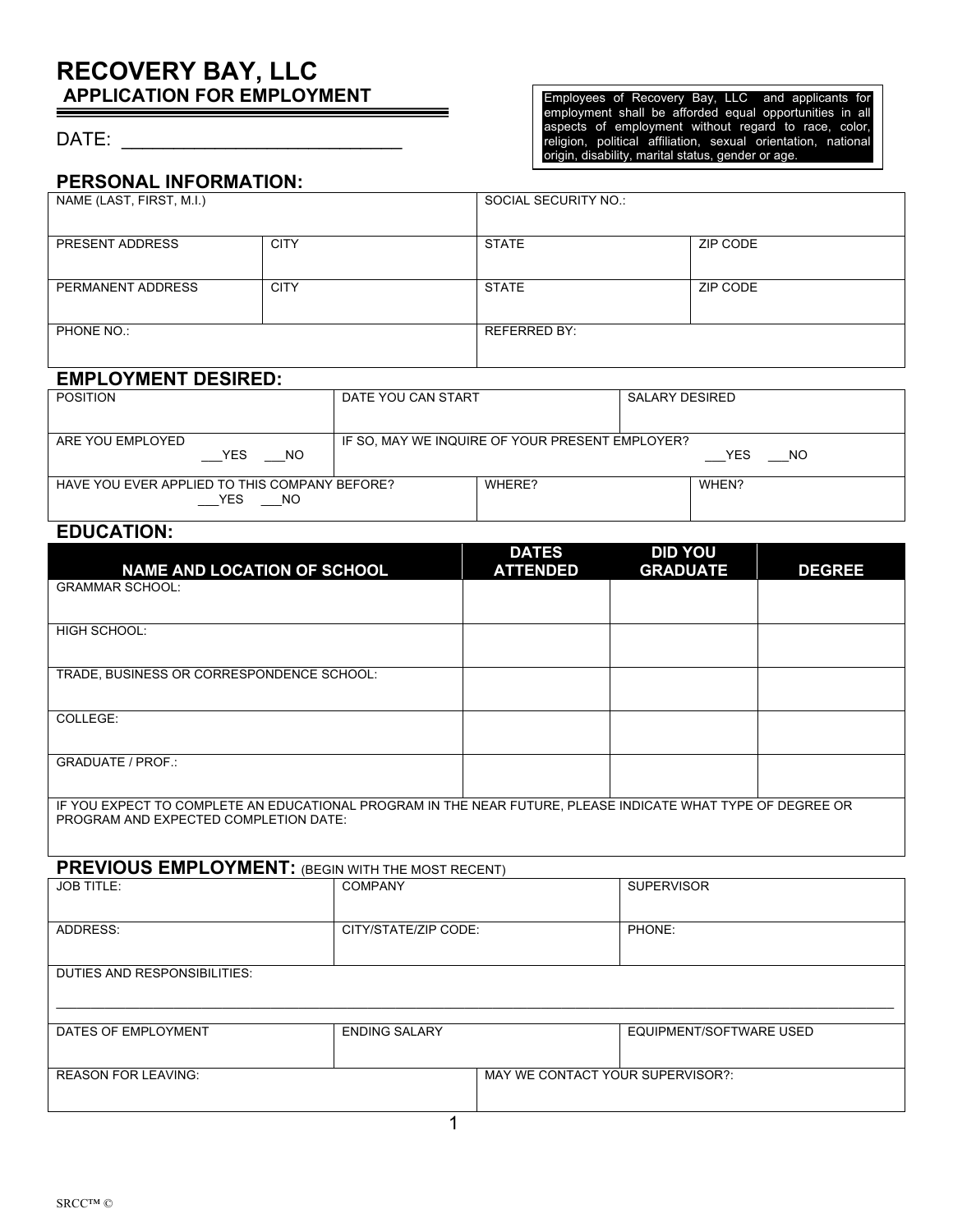# RECOVERY BAY, LLC

## APPLICATION FOR EMPLOYMENT

DATE: ___________________________

Employees of Recovery Bay, LLC and applicants for employment shall be afforded equal opportunities in all aspects of employment without regard to race, color, religion, political affiliation, sexual orientation, national origin, disability, marital status, gender or age.

## PERSONAL INFORMATION:

| NAME (LAST, FIRST, M.I.) | | SOCIAL SECURITY NO.: | |
|---|---|---|---|
| PRESENT ADDRESS | CITY | STATE | ZIP CODE |
| PERMANENT ADDRESS | CITY | STATE | ZIP CODE |
| PHONE NO.: | | REFERRED BY: | |

## EMPLOYMENT DESIRED:

| POSITION | DATE YOU CAN START | | SALARY DESIRED |
|---|---|---|---|
| ARE YOU EMPLOYED ___YES ___NO | IF SO, MAY WE INQUIRE OF YOUR PRESENT EMPLOYER? ___YES ___NO | | |
| HAVE YOU EVER APPLIED TO THIS COMPANY BEFORE? ___YES ___NO | WHERE? | | WHEN? |

## EDUCATION:

| NAME AND LOCATION OF SCHOOL | DATES ATTENDED | DID YOU GRADUATE | DEGREE |
|---|---|---|---|
| GRAMMAR SCHOOL: | | | |
| HIGH SCHOOL: | | | |
| TRADE, BUSINESS OR CORRESPONDENCE SCHOOL: | | | |
| COLLEGE: | | | |
| GRADUATE / PROF.: | | | |
| IF YOU EXPECT TO COMPLETE AN EDUCATIONAL PROGRAM IN THE NEAR FUTURE, PLEASE INDICATE WHAT TYPE OF DEGREE OR PROGRAM AND EXPECTED COMPLETION DATE: | | | |

## PREVIOUS EMPLOYMENT: (BEGIN WITH THE MOST RECENT)

| JOB TITLE: | COMPANY | | SUPERVISOR |
|---|---|---|---|
| ADDRESS: | CITY/STATE/ZIP CODE: | | PHONE: |
| DUTIES AND RESPONSIBILITIES: | | | |
| DATES OF EMPLOYMENT | ENDING SALARY | | EQUIPMENT/SOFTWARE USED |
| REASON FOR LEAVING: | | MAY WE CONTACT YOUR SUPERVISOR?: | |

SRCC™ ©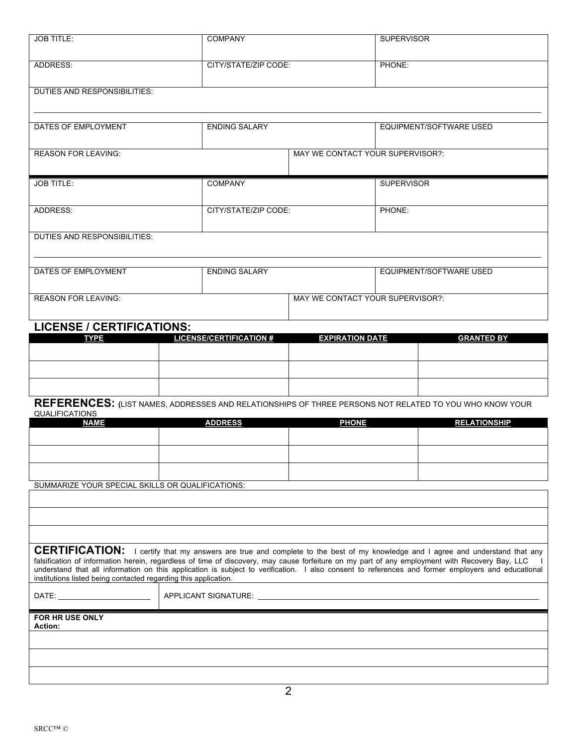| | | |
|---|---|---|
| JOB TITLE: | COMPANY | SUPERVISOR |
| ADDRESS: | CITY/STATE/ZIP CODE: | PHONE: |
| DUTIES AND RESPONSIBILITIES: | | |
| DATES OF EMPLOYMENT | ENDING SALARY | EQUIPMENT/SOFTWARE USED |
| REASON FOR LEAVING: | MAY WE CONTACT YOUR SUPERVISOR?: | |

| | | |
|---|---|---|
| JOB TITLE: | COMPANY | SUPERVISOR |
| ADDRESS: | CITY/STATE/ZIP CODE: | PHONE: |
| DUTIES AND RESPONSIBILITIES: | | |
| DATES OF EMPLOYMENT | ENDING SALARY | EQUIPMENT/SOFTWARE USED |
| REASON FOR LEAVING: | MAY WE CONTACT YOUR SUPERVISOR?: | |

## LICENSE / CERTIFICATIONS:

| TYPE | LICENSE/CERTIFICATION # | EXPIRATION DATE | GRANTED BY |
|---|---|---|---|
| | | | |
| | | | |
| | | | |

## REFERENCES: (LIST NAMES, ADDRESSES AND RELATIONSHIPS OF THREE PERSONS NOT RELATED TO YOU WHO KNOW YOUR QUALIFICATIONS

| NAME | ADDRESS | PHONE | RELATIONSHIP |
|---|---|---|---|
| | | | |
| | | | |
| | | | |

SUMMARIZE YOUR SPECIAL SKILLS OR QUALIFICATIONS:

**CERTIFICATION:** I certify that my answers are true and complete to the best of my knowledge and I agree and understand that any falsification of information herein, regardless of time of discovery, may cause forfeiture on my part of any employment with Recovery Bay, LLC I understand that all information on this application is subject to verification. I also consent to references and former employers and educational institutions listed being contacted regarding this application.

DATE: ______________________ APPLICANT SIGNATURE: ______________________

**FOR HR USE ONLY**
**Action:**

SRCC™ ©